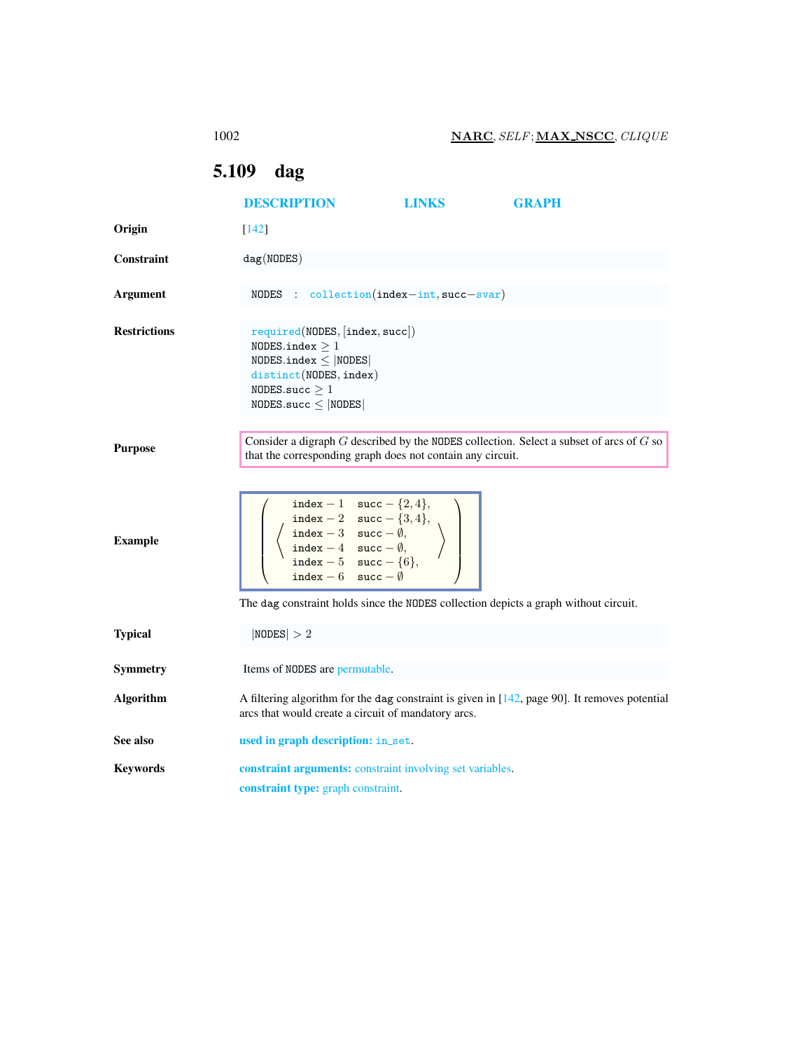## 5.109 dag

**DESCRIPTION** **LINKS** **GRAPH**

**Origin**

[142]

**Constraint**

dag(NODES)

**Argument**

NODES : collection(index−int, succ−svar)

**Restrictions**

required(NODES, [index, succ])
NODES.index ≥ 1
NODES.index ≤ |NODES|
distinct(NODES, index)
NODES.succ ≥ 1
NODES.succ ≤ |NODES|

**Purpose**

Consider a digraph $G$ described by the NODES collection. Select a subset of arcs of $G$ so that the corresponding graph does not contain any circuit.

**Example**

$$\left(\left\langle\begin{array}{ll} \text{index}-1 & \text{succ}-\{2,4\}, \\ \text{index}-2 & \text{succ}-\{3,4\}, \\ \text{index}-3 & \text{succ}-\emptyset, \\ \text{index}-4 & \text{succ}-\emptyset, \\ \text{index}-5 & \text{succ}-\{6\}, \\ \text{index}-6 & \text{succ}-\emptyset \end{array}\right\rangle\right)$$

The dag constraint holds since the NODES collection depicts a graph without circuit.

**Typical**

|NODES| > 2

**Symmetry**

Items of NODES are permutable.

**Algorithm**

A filtering algorithm for the dag constraint is given in [142, page 90]. It removes potential arcs that would create a circuit of mandatory arcs.

**See also**

**used in graph description:** in_set.

**Keywords**

**constraint arguments:** constraint involving set variables.

**constraint type:** graph constraint.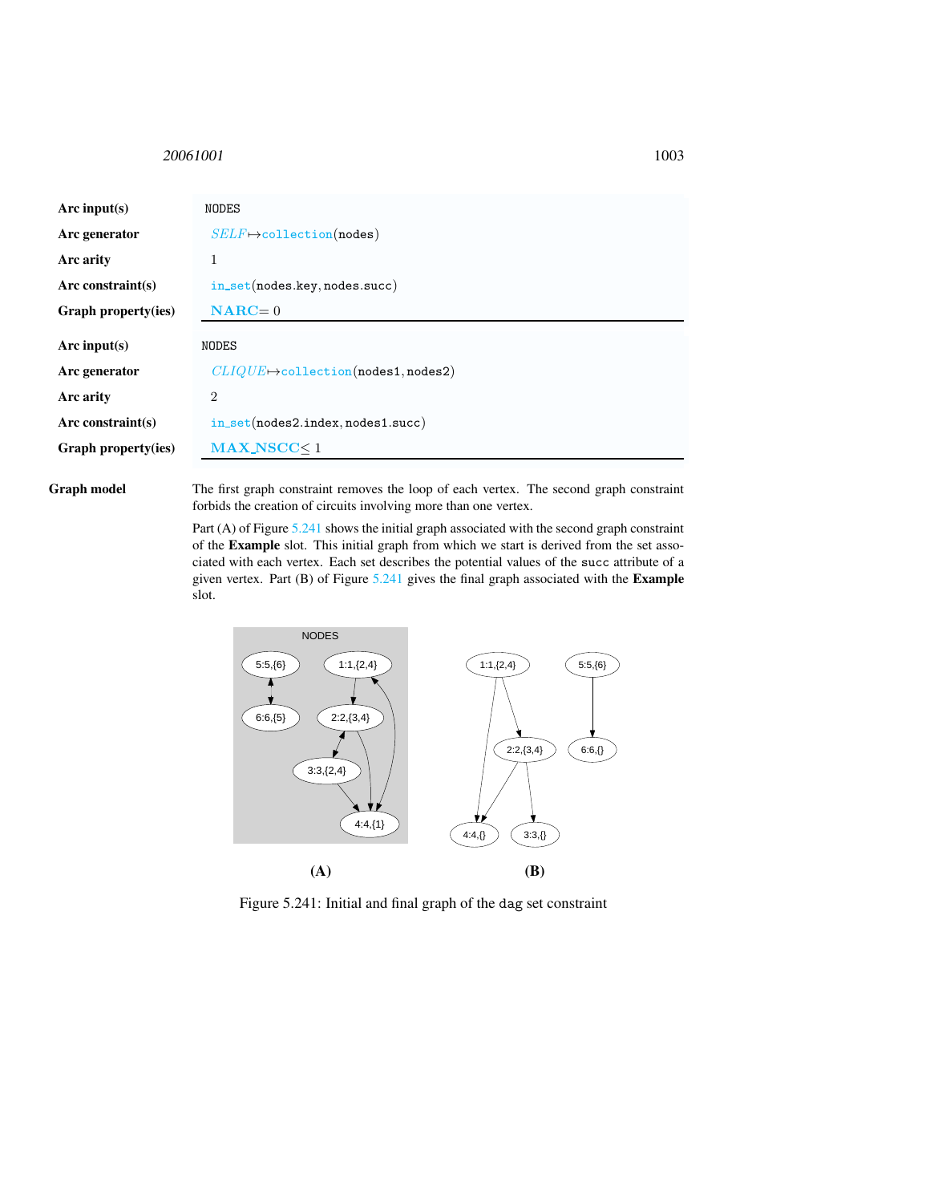| | |
|---|---|
| **Arc input(s)** | NODES |
| **Arc generator** | *SELF* $\mapsto$ collection(nodes) |
| **Arc arity** | 1 |
| **Arc constraint(s)** | in_set(nodes.key, nodes.succ) |
| **Graph property(ies)** | **NARC** $= 0$ |

| | |
|---|---|
| **Arc input(s)** | NODES |
| **Arc generator** | *CLIQUE* $\mapsto$ collection(nodes1, nodes2) |
| **Arc arity** | 2 |
| **Arc constraint(s)** | in_set(nodes2.index, nodes1.succ) |
| **Graph property(ies)** | **MAX_NSCC** $\leq 1$ |

**Graph model**

The first graph constraint removes the loop of each vertex. The second graph constraint forbids the creation of circuits involving more than one vertex.

Part (A) of Figure 5.241 shows the initial graph associated with the second graph constraint of the **Example** slot. This initial graph from which we start is derived from the set associated with each vertex. Each set describes the potential values of the succ attribute of a given vertex. Part (B) of Figure 5.241 gives the final graph associated with the **Example** slot.

NODES

5:5,{6}

1:1,{2,4}

6:6,{5}

2:2,{3,4}

3:3,{2,4}

4:4,{1}

1:1,{2,4}

5:5,{6}

2:2,{3,4}

6:6,{}

4:4,{}

3:3,{}

**(A)** **(B)**

Figure 5.241: Initial and final graph of the dag set constraint